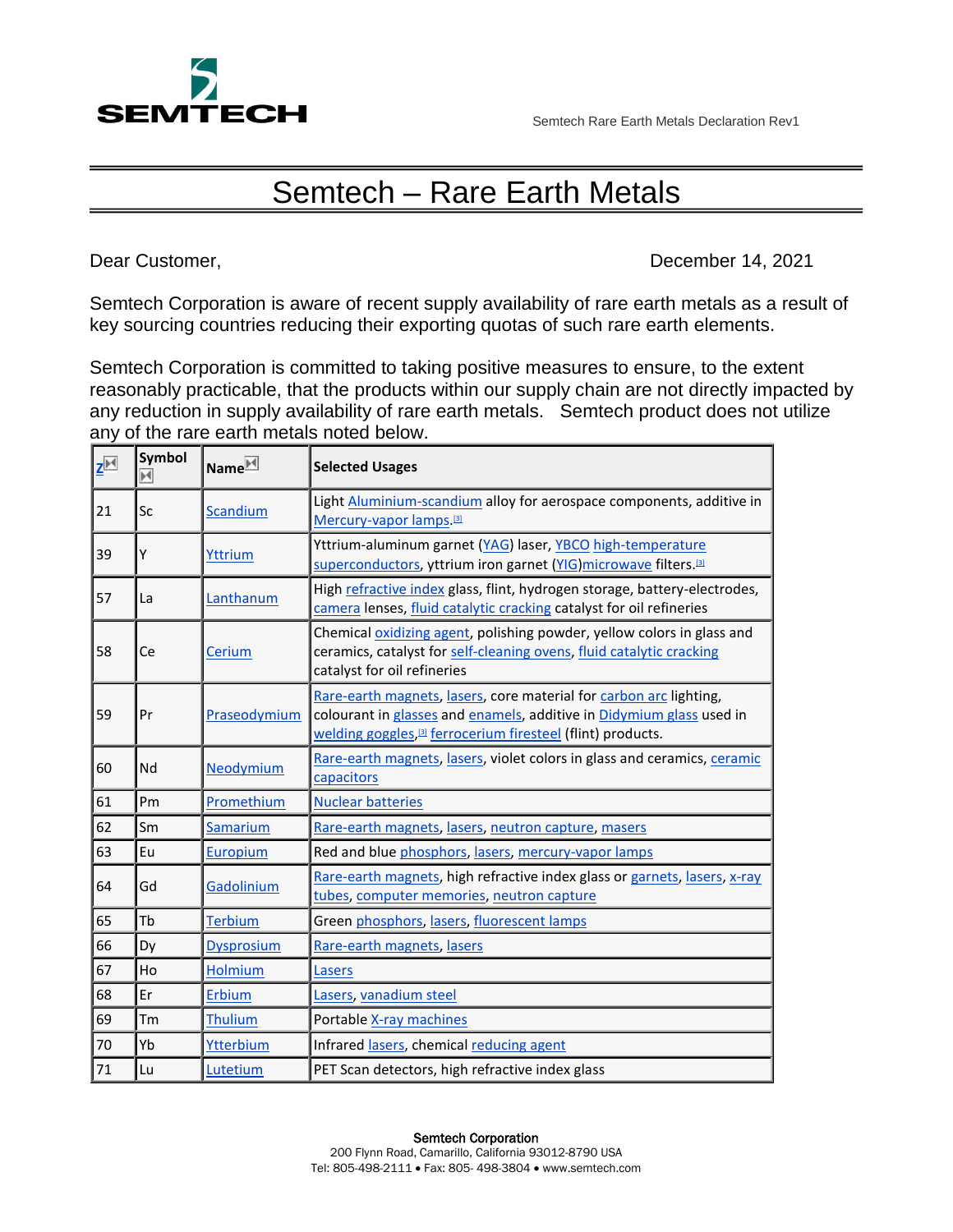# Semtech – Rare Earth Metals

Dear Customer, December 14, 2021

Semtech Corporation is aware of recent supply availability of rare earth metals as a result of key sourcing countries reducing their exporting quotas of such rare earth elements.

Semtech Corporation is committed to taking positive measures to ensure, to the extent reasonably practicable, that the products within our supply chain are not directly impacted by any reduction in supply availability of rare earth metals. Semtech product does not utilize any of the rare earth metals noted below.

| Z | Symbol | Name | Selected Usages |
|---|---|---|---|
| 21 | Sc | Scandium | Light Aluminium-scandium alloy for aerospace components, additive in Mercury-vapor lamps.[3] |
| 39 | Y | Yttrium | Yttrium-aluminum garnet (YAG) laser, YBCO high-temperature superconductors, yttrium iron garnet (YIG)microwave filters.[3] |
| 57 | La | Lanthanum | High refractive index glass, flint, hydrogen storage, battery-electrodes, camera lenses, fluid catalytic cracking catalyst for oil refineries |
| 58 | Ce | Cerium | Chemical oxidizing agent, polishing powder, yellow colors in glass and ceramics, catalyst for self-cleaning ovens, fluid catalytic cracking catalyst for oil refineries |
| 59 | Pr | Praseodymium | Rare-earth magnets, lasers, core material for carbon arc lighting, colourant in glasses and enamels, additive in Didymium glass used in welding goggles,[3] ferrocerium firesteel (flint) products. |
| 60 | Nd | Neodymium | Rare-earth magnets, lasers, violet colors in glass and ceramics, ceramic capacitors |
| 61 | Pm | Promethium | Nuclear batteries |
| 62 | Sm | Samarium | Rare-earth magnets, lasers, neutron capture, masers |
| 63 | Eu | Europium | Red and blue phosphors, lasers, mercury-vapor lamps |
| 64 | Gd | Gadolinium | Rare-earth magnets, high refractive index glass or garnets, lasers, x-ray tubes, computer memories, neutron capture |
| 65 | Tb | Terbium | Green phosphors, lasers, fluorescent lamps |
| 66 | Dy | Dysprosium | Rare-earth magnets, lasers |
| 67 | Ho | Holmium | Lasers |
| 68 | Er | Erbium | Lasers, vanadium steel |
| 69 | Tm | Thulium | Portable X-ray machines |
| 70 | Yb | Ytterbium | Infrared lasers, chemical reducing agent |
| 71 | Lu | Lutetium | PET Scan detectors, high refractive index glass |

**Semtech Corporation**
200 Flynn Road, Camarillo, California 93012-8790 USA
Tel: 805-498-2111 • Fax: 805- 498-3804 • www.semtech.com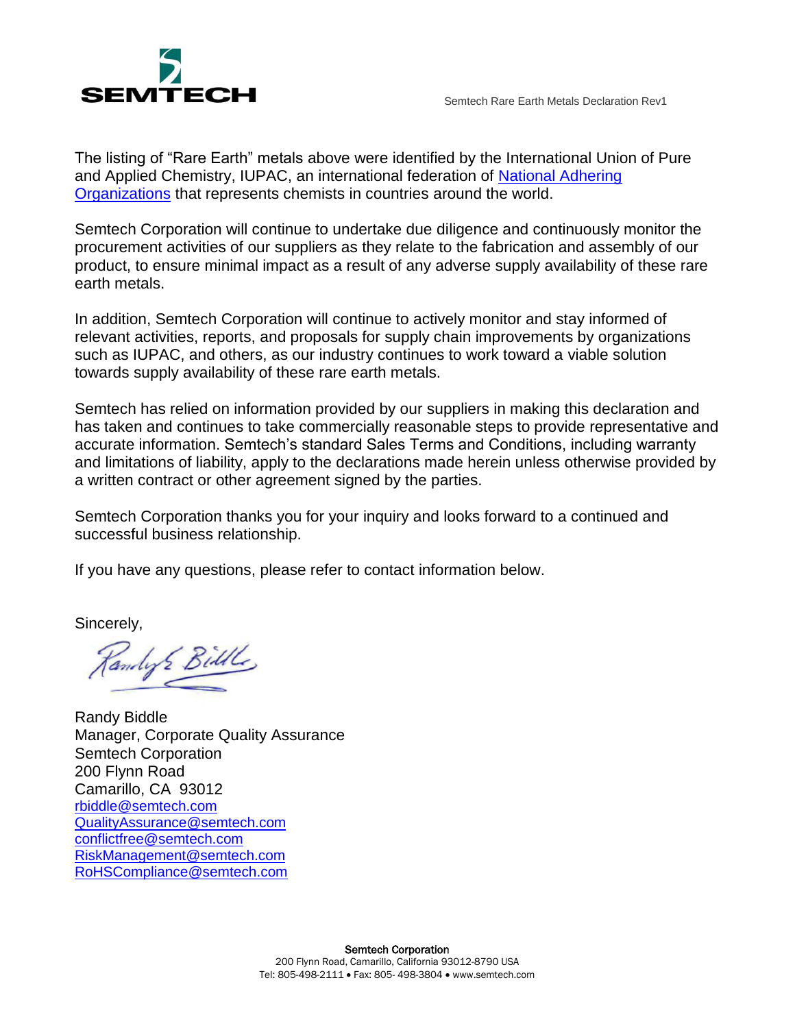The listing of "Rare Earth" metals above were identified by the International Union of Pure and Applied Chemistry, IUPAC, an international federation of [National Adhering Organizations](#) that represents chemists in countries around the world.

Semtech Corporation will continue to undertake due diligence and continuously monitor the procurement activities of our suppliers as they relate to the fabrication and assembly of our product, to ensure minimal impact as a result of any adverse supply availability of these rare earth metals.

In addition, Semtech Corporation will continue to actively monitor and stay informed of relevant activities, reports, and proposals for supply chain improvements by organizations such as IUPAC, and others, as our industry continues to work toward a viable solution towards supply availability of these rare earth metals.

Semtech has relied on information provided by our suppliers in making this declaration and has taken and continues to take commercially reasonable steps to provide representative and accurate information. Semtech's standard Sales Terms and Conditions, including warranty and limitations of liability, apply to the declarations made herein unless otherwise provided by a written contract or other agreement signed by the parties.

Semtech Corporation thanks you for your inquiry and looks forward to a continued and successful business relationship.

If you have any questions, please refer to contact information below.

Sincerely,

Randy Biddle
Manager, Corporate Quality Assurance
Semtech Corporation
200 Flynn Road
Camarillo, CA 93012
rbiddle@semtech.com
QualityAssurance@semtech.com
conflictfree@semtech.com
RiskManagement@semtech.com
RoHSCompliance@semtech.com